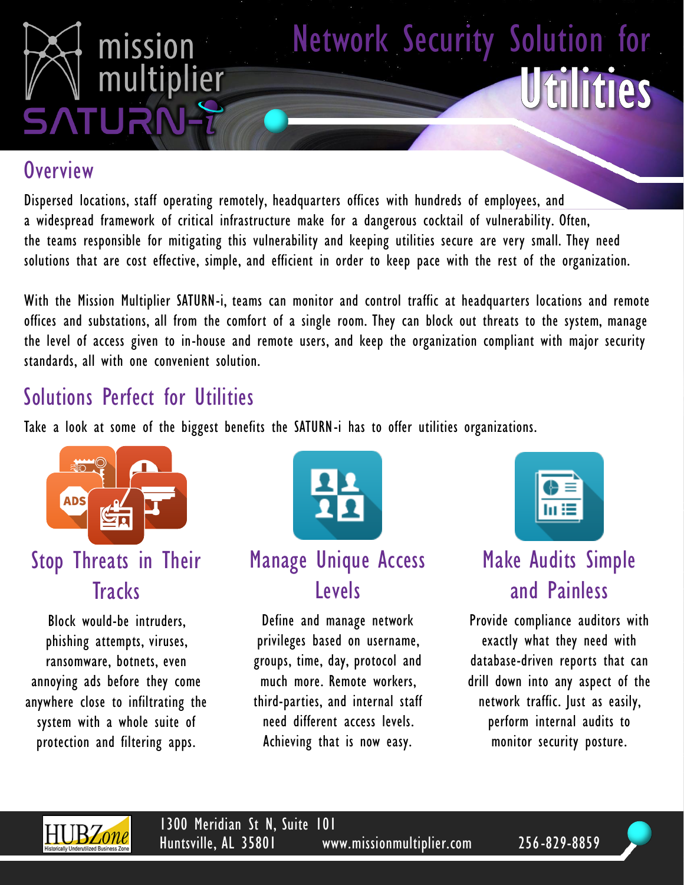mission multiplier

SATURN-i

# Network Security Solution for Utilities

## Overview

Dispersed locations, staff operating remotely, headquarters offices with hundreds of employees, and a widespread framework of critical infrastructure make for a dangerous cocktail of vulnerability. Often, the teams responsible for mitigating this vulnerability and keeping utilities secure are very small. They need solutions that are cost effective, simple, and efficient in order to keep pace with the rest of the organization.

With the Mission Multiplier SATURN-i, teams can monitor and control traffic at headquarters locations and remote offices and substations, all from the comfort of a single room. They can block out threats to the system, manage the level of access given to in-house and remote users, and keep the organization compliant with major security standards, all with one convenient solution.

## Solutions Perfect for Utilities

Take a look at some of the biggest benefits the SATURN-i has to offer utilities organizations.

### Stop Threats in Their Tracks

Block would-be intruders, phishing attempts, viruses, ransomware, botnets, even annoying ads before they come anywhere close to infiltrating the system with a whole suite of protection and filtering apps.

### Manage Unique Access Levels

Define and manage network privileges based on username, groups, time, day, protocol and much more. Remote workers, third-parties, and internal staff need different access levels. Achieving that is now easy.

### Make Audits Simple and Painless

Provide compliance auditors with exactly what they need with database-driven reports that can drill down into any aspect of the network traffic. Just as easily, perform internal audits to monitor security posture.

HUBZone – Historically Underutilized Business Zone

1300 Meridian St N, Suite 101
Huntsville, AL 35801 www.missionmultiplier.com 256-829-8859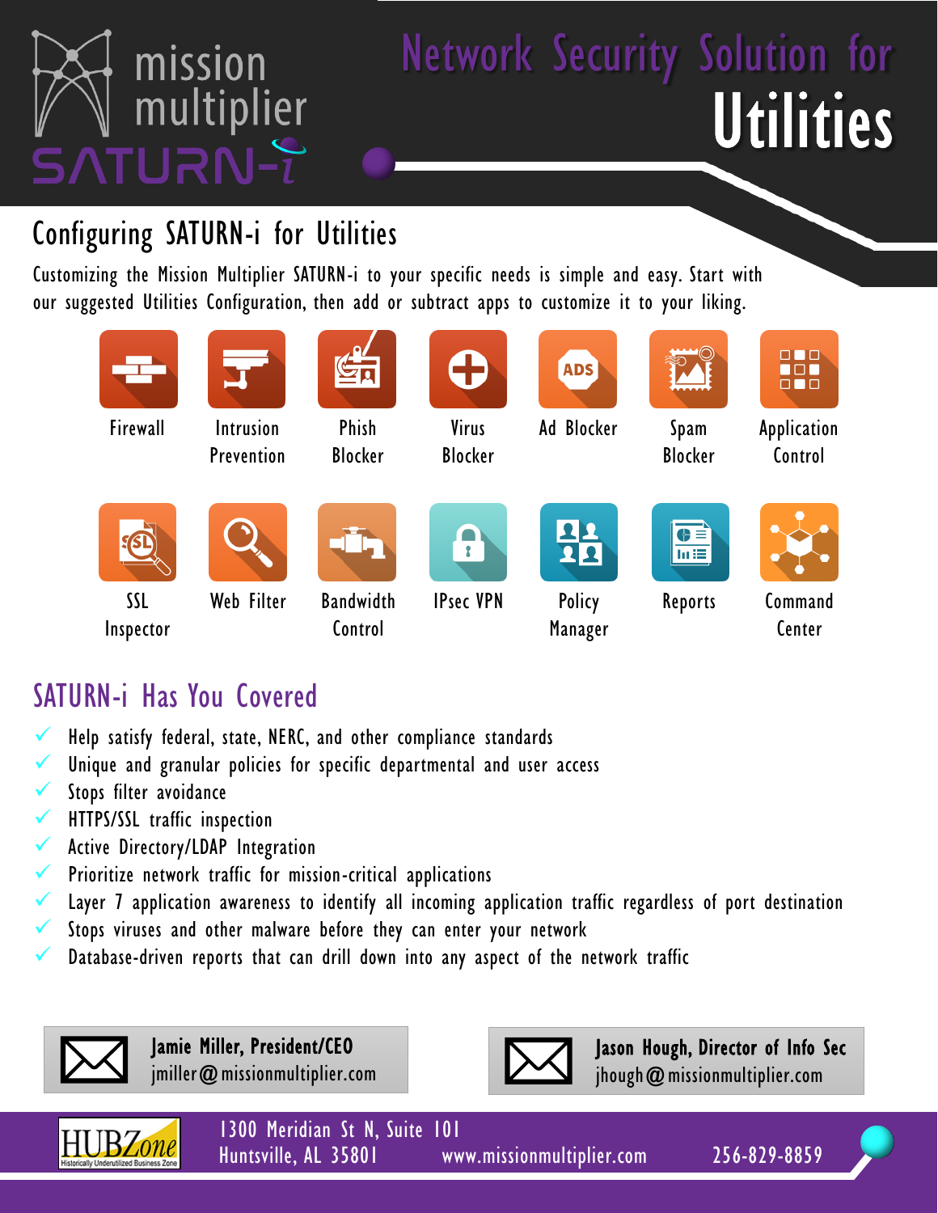mission multiplier
SATURN-i

# Network Security Solution for Utilities

## Configuring SATURN-i for Utilities

Customizing the Mission Multiplier SATURN-i to your specific needs is simple and easy. Start with our suggested Utilities Configuration, then add or subtract apps to customize it to your liking.

Firewall

Intrusion Prevention

Phish Blocker

Virus Blocker

Ad Blocker

Spam Blocker

Application Control

SSL Inspector

Web Filter

Bandwidth Control

IPsec VPN

Policy Manager

Reports

Command Center

## SATURN-i Has You Covered

- Help satisfy federal, state, NERC, and other compliance standards
- Unique and granular policies for specific departmental and user access
- Stops filter avoidance
- HTTPS/SSL traffic inspection
- Active Directory/LDAP Integration
- Prioritize network traffic for mission-critical applications
- Layer 7 application awareness to identify all incoming application traffic regardless of port destination
- Stops viruses and other malware before they can enter your network
- Database-driven reports that can drill down into any aspect of the network traffic

**Jamie Miller, President/CEO**
jmiller@missionmultiplier.com

**Jason Hough, Director of Info Sec**
jhough@missionmultiplier.com

HUBZone – Historically Underutilized Business Zone

1300 Meridian St N, Suite 101
Huntsville, AL 35801
www.missionmultiplier.com
256-829-8859